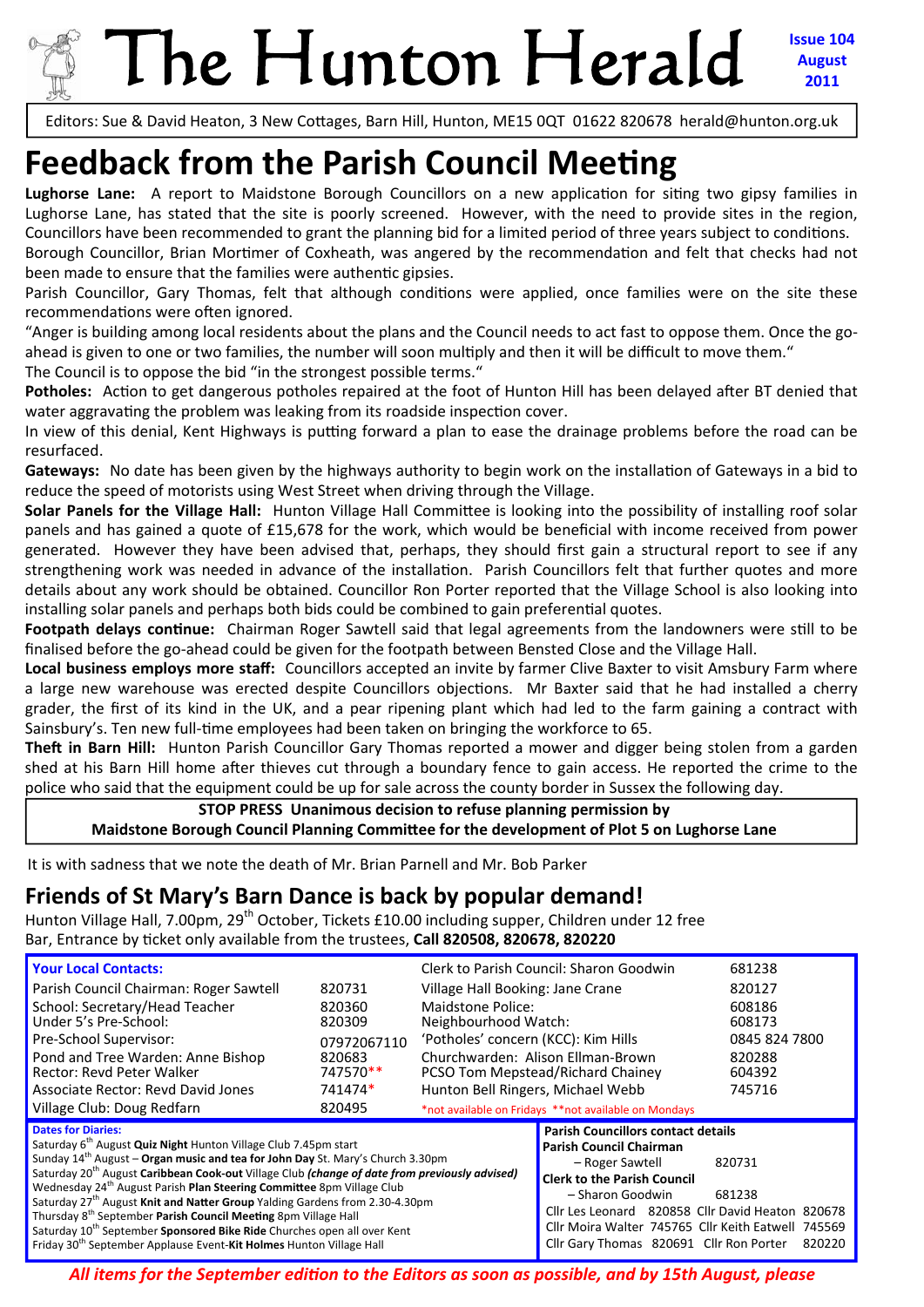# The Hunton Herald

**Issue 104 August 2011**

Editors: Sue & David Heaton, 3 New Cottages, Barn Hill, Hunton, ME15 0QT 01622 820678 herald@hunton.org.uk

# Feedback from the Parish Council Meeting

**Lughorse Lane:** A report to Maidstone Borough Councillors on a new application for siting two gipsy families in Lughorse Lane, has stated that the site is poorly screened. However, with the need to provide sites in the region, Councillors have been recommended to grant the planning bid for a limited period of three years subject to conditions.

Borough Councillor, Brian Mortimer of Coxheath, was angered by the recommendation and felt that checks had not been made to ensure that the families were authentic gipsies.

Parish Councillor, Gary Thomas, felt that although conditions were applied, once families were on the site these recommendations were often ignored.

"Anger is building among local residents about the plans and the Council needs to act fast to oppose them. Once the go-ahead is given to one or two families, the number will soon multiply and then it will be difficult to move them."

The Council is to oppose the bid "in the strongest possible terms."

**Potholes:** Action to get dangerous potholes repaired at the foot of Hunton Hill has been delayed after BT denied that water aggravating the problem was leaking from its roadside inspection cover.

In view of this denial, Kent Highways is putting forward a plan to ease the drainage problems before the road can be resurfaced.

**Gateways:** No date has been given by the highways authority to begin work on the installation of Gateways in a bid to reduce the speed of motorists using West Street when driving through the Village.

**Solar Panels for the Village Hall:** Hunton Village Hall Committee is looking into the possibility of installing roof solar panels and has gained a quote of £15,678 for the work, which would be beneficial with income received from power generated. However they have been advised that, perhaps, they should first gain a structural report to see if any strengthening work was needed in advance of the installation. Parish Councillors felt that further quotes and more details about any work should be obtained. Councillor Ron Porter reported that the Village School is also looking into installing solar panels and perhaps both bids could be combined to gain preferential quotes.

**Footpath delays continue:** Chairman Roger Sawtell said that legal agreements from the landowners were still to be finalised before the go-ahead could be given for the footpath between Bensted Close and the Village Hall.

**Local business employs more staff:** Councillors accepted an invite by farmer Clive Baxter to visit Amsbury Farm where a large new warehouse was erected despite Councillors objections. Mr Baxter said that he had installed a cherry grader, the first of its kind in the UK, and a pear ripening plant which had led to the farm gaining a contract with Sainsbury's. Ten new full-time employees had been taken on bringing the workforce to 65.

**Theft in Barn Hill:** Hunton Parish Councillor Gary Thomas reported a mower and digger being stolen from a garden shed at his Barn Hill home after thieves cut through a boundary fence to gain access. He reported the crime to the police who said that the equipment could be up for sale across the county border in Sussex the following day.

**STOP PRESS Unanimous decision to refuse planning permission by Maidstone Borough Council Planning Committee for the development of Plot 5 on Lughorse Lane**

It is with sadness that we note the death of Mr. Brian Parnell and Mr. Bob Parker

## Friends of St Mary's Barn Dance is back by popular demand!

Hunton Village Hall, 7.00pm, 29th October, Tickets £10.00 including supper, Children under 12 free
Bar, Entrance by ticket only available from the trustees, **Call 820508, 820678, 820220**

**Your Local Contacts:**

| Contact | Number | Contact | Number |
|---|---|---|---|
| | | Clerk to Parish Council: Sharon Goodwin | 681238 |
| Parish Council Chairman: Roger Sawtell | 820731 | Village Hall Booking: Jane Crane | 820127 |
| School: Secretary/Head Teacher | 820360 | Maidstone Police: | 608186 |
| Under 5's Pre-School: | 820309 | Neighbourhood Watch: | 608173 |
| Pre-School Supervisor: | 07972067110 | 'Potholes' concern (KCC): Kim Hills | 0845 824 7800 |
| Pond and Tree Warden: Anne Bishop | 820683 | Churchwarden: Alison Ellman-Brown | 820288 |
| Rector: Revd Peter Walker | 747570** | PCSO Tom Mepstead/Richard Chainey | 604392 |
| Associate Rector: Revd David Jones | 741474* | Hunton Bell Ringers, Michael Webb | 745716 |
| Village Club: Doug Redfarn | 820495 | | |

*not available on Fridays **not available on Mondays

**Dates for Diaries:**

- Saturday 6th August **Quiz Night** Hunton Village Club 7.45pm start
- Sunday 14th August – **Organ music and tea for John Day** St. Mary's Church 3.30pm
- Saturday 20th August **Caribbean Cook-out** Village Club ***(change of date from previously advised)***
- Wednesday 24th August Parish **Plan Steering Committee** 8pm Village Club
- Saturday 27th August **Knit and Natter Group** Yalding Gardens from 2.30-4.30pm
- Thursday 8th September **Parish Council Meeting** 8pm Village Hall
- Saturday 10th September **Sponsored Bike Ride** Churches open all over Kent
- Friday 30th September Applause Event-**Kit Holmes** Hunton Village Hall

**Parish Councillors contact details**

**Parish Council Chairman** – Roger Sawtell 820731
**Clerk to the Parish Council** – Sharon Goodwin 681238

| | | | |
|---|---|---|---|
| Cllr Les Leonard | 820858 | Cllr David Heaton | 820678 |
| Cllr Moira Walter | 745765 | Cllr Keith Eatwell | 745569 |
| Cllr Gary Thomas | 820691 | Cllr Ron Porter | 820220 |

***All items for the September edition to the Editors as soon as possible, and by 15th August, please***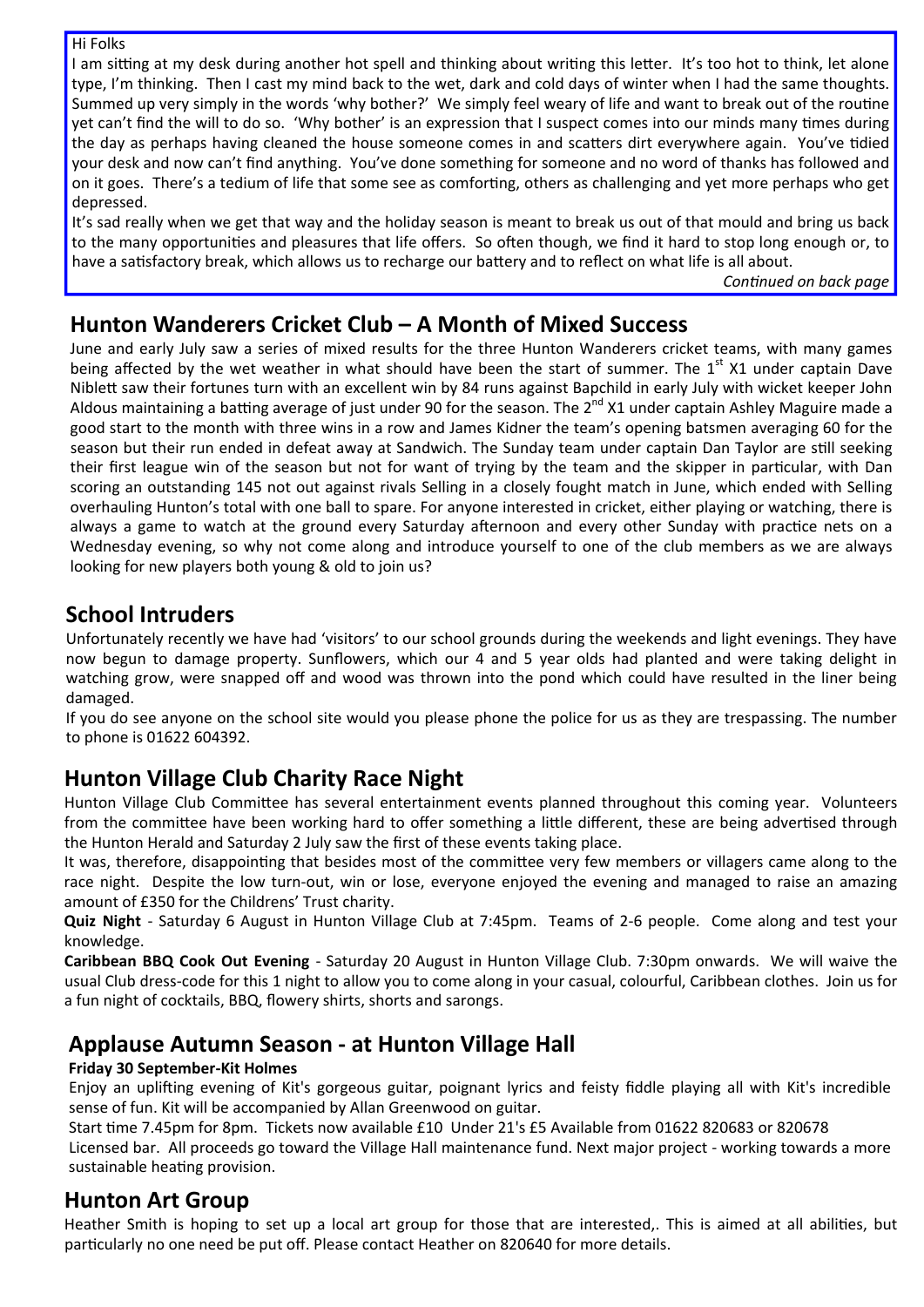Hi Folks

I am sitting at my desk during another hot spell and thinking about writing this letter. It's too hot to think, let alone type, I'm thinking. Then I cast my mind back to the wet, dark and cold days of winter when I had the same thoughts. Summed up very simply in the words 'why bother?' We simply feel weary of life and want to break out of the routine yet can't find the will to do so. 'Why bother' is an expression that I suspect comes into our minds many times during the day as perhaps having cleaned the house someone comes in and scatters dirt everywhere again. You've tidied your desk and now can't find anything. You've done something for someone and no word of thanks has followed and on it goes. There's a tedium of life that some see as comforting, others as challenging and yet more perhaps who get depressed.

It's sad really when we get that way and the holiday season is meant to break us out of that mould and bring us back to the many opportunities and pleasures that life offers. So often though, we find it hard to stop long enough or, to have a satisfactory break, which allows us to recharge our battery and to reflect on what life is all about.

*Continued on back page*

## Hunton Wanderers Cricket Club – A Month of Mixed Success

June and early July saw a series of mixed results for the three Hunton Wanderers cricket teams, with many games being affected by the wet weather in what should have been the start of summer. The 1st X1 under captain Dave Niblett saw their fortunes turn with an excellent win by 84 runs against Bapchild in early July with wicket keeper John Aldous maintaining a batting average of just under 90 for the season. The 2nd X1 under captain Ashley Maguire made a good start to the month with three wins in a row and James Kidner the team's opening batsmen averaging 60 for the season but their run ended in defeat away at Sandwich. The Sunday team under captain Dan Taylor are still seeking their first league win of the season but not for want of trying by the team and the skipper in particular, with Dan scoring an outstanding 145 not out against rivals Selling in a closely fought match in June, which ended with Selling overhauling Hunton's total with one ball to spare. For anyone interested in cricket, either playing or watching, there is always a game to watch at the ground every Saturday afternoon and every other Sunday with practice nets on a Wednesday evening, so why not come along and introduce yourself to one of the club members as we are always looking for new players both young & old to join us?

## School Intruders

Unfortunately recently we have had 'visitors' to our school grounds during the weekends and light evenings. They have now begun to damage property. Sunflowers, which our 4 and 5 year olds had planted and were taking delight in watching grow, were snapped off and wood was thrown into the pond which could have resulted in the liner being damaged.

If you do see anyone on the school site would you please phone the police for us as they are trespassing. The number to phone is 01622 604392.

## Hunton Village Club Charity Race Night

Hunton Village Club Committee has several entertainment events planned throughout this coming year. Volunteers from the committee have been working hard to offer something a little different, these are being advertised through the Hunton Herald and Saturday 2 July saw the first of these events taking place.

It was, therefore, disappointing that besides most of the committee very few members or villagers came along to the race night. Despite the low turn-out, win or lose, everyone enjoyed the evening and managed to raise an amazing amount of £350 for the Childrens' Trust charity.

**Quiz Night** - Saturday 6 August in Hunton Village Club at 7:45pm. Teams of 2-6 people. Come along and test your knowledge.

**Caribbean BBQ Cook Out Evening** - Saturday 20 August in Hunton Village Club. 7:30pm onwards. We will waive the usual Club dress-code for this 1 night to allow you to come along in your casual, colourful, Caribbean clothes. Join us for a fun night of cocktails, BBQ, flowery shirts, shorts and sarongs.

## Applause Autumn Season - at Hunton Village Hall

**Friday 30 September-Kit Holmes**

Enjoy an uplifting evening of Kit's gorgeous guitar, poignant lyrics and feisty fiddle playing all with Kit's incredible sense of fun. Kit will be accompanied by Allan Greenwood on guitar.

Start time 7.45pm for 8pm. Tickets now available £10 Under 21's £5 Available from 01622 820683 or 820678

Licensed bar. All proceeds go toward the Village Hall maintenance fund. Next major project - working towards a more sustainable heating provision.

## Hunton Art Group

Heather Smith is hoping to set up a local art group for those that are interested,. This is aimed at all abilities, but particularly no one need be put off. Please contact Heather on 820640 for more details.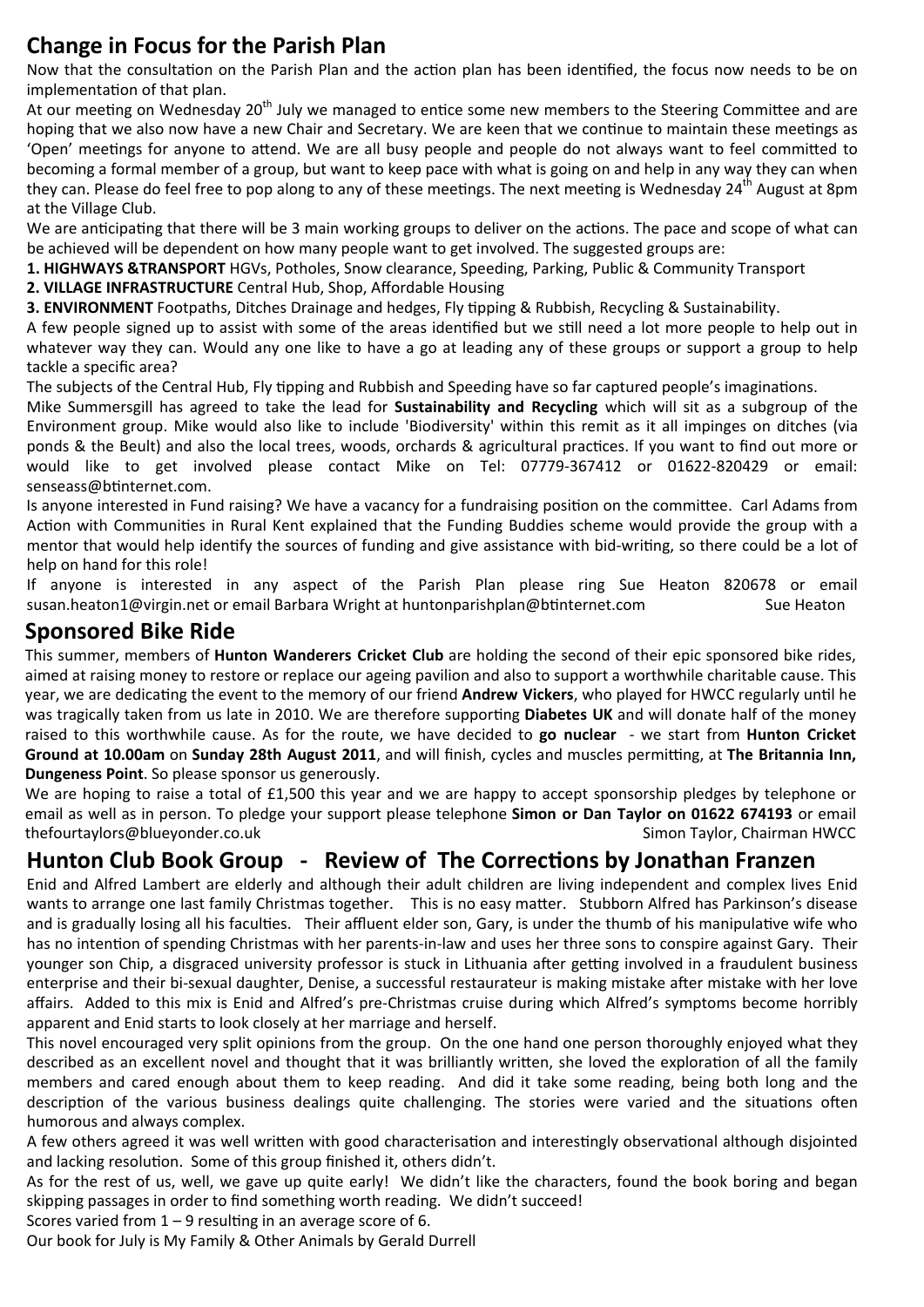## Change in Focus for the Parish Plan

Now that the consultation on the Parish Plan and the action plan has been identified, the focus now needs to be on implementation of that plan.

At our meeting on Wednesday 20th July we managed to entice some new members to the Steering Committee and are hoping that we also now have a new Chair and Secretary. We are keen that we continue to maintain these meetings as 'Open' meetings for anyone to attend. We are all busy people and people do not always want to feel committed to becoming a formal member of a group, but want to keep pace with what is going on and help in any way they can when they can. Please do feel free to pop along to any of these meetings. The next meeting is Wednesday 24th August at 8pm at the Village Club.

We are anticipating that there will be 3 main working groups to deliver on the actions. The pace and scope of what can be achieved will be dependent on how many people want to get involved. The suggested groups are:

**1. HIGHWAYS &TRANSPORT** HGVs, Potholes, Snow clearance, Speeding, Parking, Public & Community Transport
**2. VILLAGE INFRASTRUCTURE** Central Hub, Shop, Affordable Housing
**3. ENVIRONMENT** Footpaths, Ditches Drainage and hedges, Fly tipping & Rubbish, Recycling & Sustainability.

A few people signed up to assist with some of the areas identified but we still need a lot more people to help out in whatever way they can. Would any one like to have a go at leading any of these groups or support a group to help tackle a specific area?

The subjects of the Central Hub, Fly tipping and Rubbish and Speeding have so far captured people's imaginations.

Mike Summersgill has agreed to take the lead for **Sustainability and Recycling** which will sit as a subgroup of the Environment group. Mike would also like to include 'Biodiversity' within this remit as it all impinges on ditches (via ponds & the Beult) and also the local trees, woods, orchards & agricultural practices. If you want to find out more or would like to get involved please contact Mike on Tel: 07779-367412 or 01622-820429 or email: senseass@btinternet.com.

Is anyone interested in Fund raising? We have a vacancy for a fundraising position on the committee. Carl Adams from Action with Communities in Rural Kent explained that the Funding Buddies scheme would provide the group with a mentor that would help identify the sources of funding and give assistance with bid-writing, so there could be a lot of help on hand for this role!

If anyone is interested in any aspect of the Parish Plan please ring Sue Heaton 820678 or email susan.heaton1@virgin.net or email Barbara Wright at huntonparishplan@btinternet.com

Sue Heaton

## Sponsored Bike Ride

This summer, members of **Hunton Wanderers Cricket Club** are holding the second of their epic sponsored bike rides, aimed at raising money to restore or replace our ageing pavilion and also to support a worthwhile charitable cause. This year, we are dedicating the event to the memory of our friend **Andrew Vickers**, who played for HWCC regularly until he was tragically taken from us late in 2010. We are therefore supporting **Diabetes UK** and will donate half of the money raised to this worthwhile cause. As for the route, we have decided to **go nuclear** - we start from **Hunton Cricket Ground at 10.00am** on **Sunday 28th August 2011**, and will finish, cycles and muscles permitting, at **The Britannia Inn, Dungeness Point**. So please sponsor us generously.

We are hoping to raise a total of £1,500 this year and we are happy to accept sponsorship pledges by telephone or email as well as in person. To pledge your support please telephone **Simon or Dan Taylor on 01622 674193** or email thefourtaylors@blueyonder.co.uk

Simon Taylor, Chairman HWCC

## Hunton Club Book Group - Review of The Corrections by Jonathan Franzen

Enid and Alfred Lambert are elderly and although their adult children are living independent and complex lives Enid wants to arrange one last family Christmas together. This is no easy matter. Stubborn Alfred has Parkinson's disease and is gradually losing all his faculties. Their affluent elder son, Gary, is under the thumb of his manipulative wife who has no intention of spending Christmas with her parents-in-law and uses her three sons to conspire against Gary. Their younger son Chip, a disgraced university professor is stuck in Lithuania after getting involved in a fraudulent business enterprise and their bi-sexual daughter, Denise, a successful restaurateur is making mistake after mistake with her love affairs. Added to this mix is Enid and Alfred's pre-Christmas cruise during which Alfred's symptoms become horribly apparent and Enid starts to look closely at her marriage and herself.

This novel encouraged very split opinions from the group. On the one hand one person thoroughly enjoyed what they described as an excellent novel and thought that it was brilliantly written, she loved the exploration of all the family members and cared enough about them to keep reading. And did it take some reading, being both long and the description of the various business dealings quite challenging. The stories were varied and the situations often humorous and always complex.

A few others agreed it was well written with good characterisation and interestingly observational although disjointed and lacking resolution. Some of this group finished it, others didn't.

As for the rest of us, well, we gave up quite early! We didn't like the characters, found the book boring and began skipping passages in order to find something worth reading. We didn't succeed!

Scores varied from 1 – 9 resulting in an average score of 6.

Our book for July is My Family & Other Animals by Gerald Durrell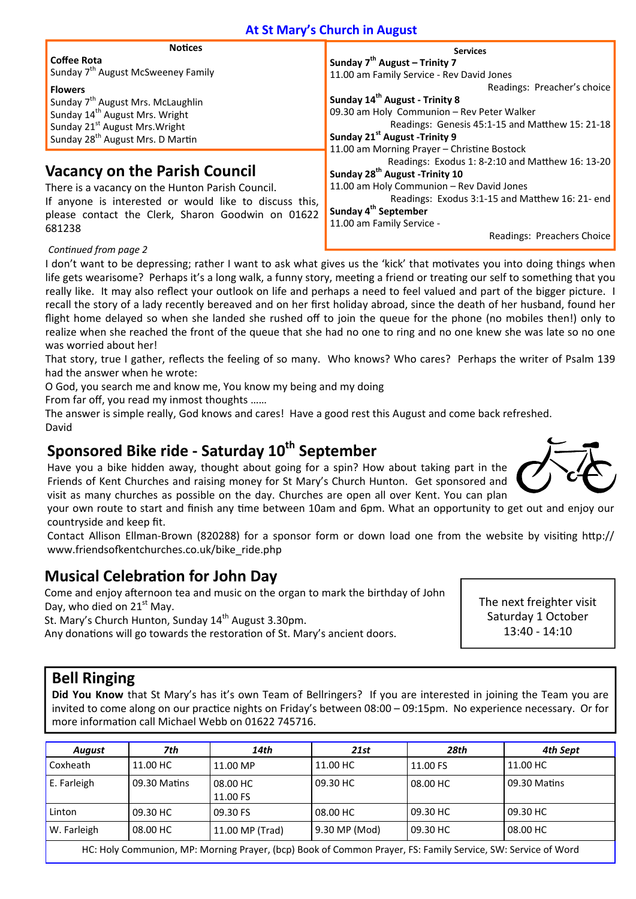# At St Mary's Church in August

## Notices

**Coffee Rota**
Sunday 7th August McSweeney Family

**Flowers**
Sunday 7th August Mrs. McLaughlin
Sunday 14th August Mrs. Wright
Sunday 21st August Mrs.Wright
Sunday 28th August Mrs. D Martin

## Vacancy on the Parish Council

There is a vacancy on the Hunton Parish Council.
If anyone is interested or would like to discuss this, please contact the Clerk, Sharon Goodwin on 01622 681238

## Services

**Sunday 7th August – Trinity 7**
11.00 am Family Service - Rev David Jones
Readings: Preacher's choice

**Sunday 14th August - Trinity 8**
09.30 am Holy Communion – Rev Peter Walker
Readings: Genesis 45:1-15 and Matthew 15: 21-18

**Sunday 21st August -Trinity 9**
11.00 am Morning Prayer – Christine Bostock
Readings: Exodus 1: 8-2:10 and Matthew 16: 13-20

**Sunday 28th August -Trinity 10**
11.00 am Holy Communion – Rev David Jones
Readings: Exodus 3:1-15 and Matthew 16: 21- end

**Sunday 4th September**
11.00 am Family Service -
Readings: Preachers Choice

*Continued from page 2*

I don't want to be depressing; rather I want to ask what gives us the 'kick' that motivates you into doing things when life gets wearisome? Perhaps it's a long walk, a funny story, meeting a friend or treating our self to something that you really like. It may also reflect your outlook on life and perhaps a need to feel valued and part of the bigger picture. I recall the story of a lady recently bereaved and on her first holiday abroad, since the death of her husband, found her flight home delayed so when she landed she rushed off to join the queue for the phone (no mobiles then!) only to realize when she reached the front of the queue that she had no one to ring and no one knew she was late so no one was worried about her!

That story, true I gather, reflects the feeling of so many. Who knows? Who cares? Perhaps the writer of Psalm 139 had the answer when he wrote:

O God, you search me and know me, You know my being and my doing
From far off, you read my inmost thoughts ……

The answer is simple really, God knows and cares! Have a good rest this August and come back refreshed.
David

## Sponsored Bike ride - Saturday 10th September

Have you a bike hidden away, thought about going for a spin? How about taking part in the Friends of Kent Churches and raising money for St Mary's Church Hunton. Get sponsored and visit as many churches as possible on the day. Churches are open all over Kent. You can plan your own route to start and finish any time between 10am and 6pm. What an opportunity to get out and enjoy our countryside and keep fit.

Contact Allison Ellman-Brown (820288) for a sponsor form or down load one from the website by visiting http://www.friendsofkentchurches.co.uk/bike_ride.php

## Musical Celebration for John Day

Come and enjoy afternoon tea and music on the organ to mark the birthday of John Day, who died on 21st May.
St. Mary's Church Hunton, Sunday 14th August 3.30pm.
Any donations will go towards the restoration of St. Mary's ancient doors.

The next freighter visit
Saturday 1 October
13:40 - 14:10

## Bell Ringing

**Did You Know** that St Mary's has it's own Team of Bellringers? If you are interested in joining the Team you are invited to come along on our practice nights on Friday's between 08:00 – 09:15pm. No experience necessary. Or for more information call Michael Webb on 01622 745716.

| *August* | *7th* | *14th* | *21st* | *28th* | *4th Sept* |
|---|---|---|---|---|---|
| Coxheath | 11.00 HC | 11.00 MP | 11.00 HC | 11.00 FS | 11.00 HC |
| E. Farleigh | 09.30 Matins | 08.00 HC<br>11.00 FS | 09.30 HC | 08.00 HC | 09.30 Matins |
| Linton | 09.30 HC | 09.30 FS | 08.00 HC | 09.30 HC | 09.30 HC |
| W. Farleigh | 08.00 HC | 11.00 MP (Trad) | 9.30 MP (Mod) | 09.30 HC | 08.00 HC |

HC: Holy Communion, MP: Morning Prayer, (bcp) Book of Common Prayer, FS: Family Service, SW: Service of Word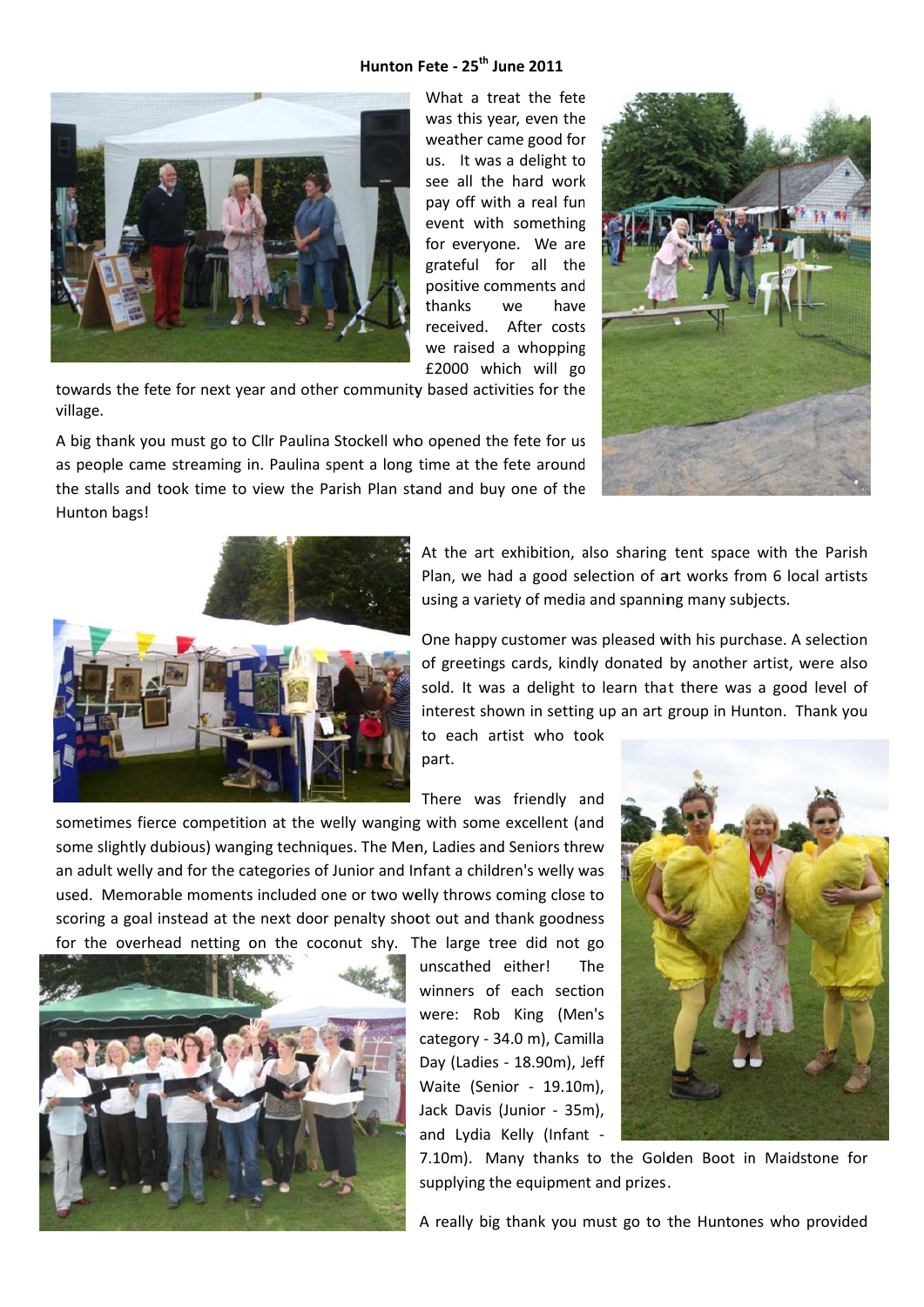**Hunton Fete - 25th June 2011**

What a treat the fete was this year, even the weather came good for us. It was a delight to see all the hard work pay off with a real fun event with something for everyone. We are grateful for all the positive comments and thanks we have received. After costs we raised a whopping £2000 which will go towards the fete for next year and other community based activities for the village.

A big thank you must go to Cllr Paulina Stockell who opened the fete for us as people came streaming in. Paulina spent a long time at the fete around the stalls and took time to view the Parish Plan stand and buy one of the Hunton bags!

At the art exhibition, also sharing tent space with the Parish Plan, we had a good selection of art works from 6 local artists using a variety of media and spanning many subjects.

One happy customer was pleased with his purchase. A selection of greetings cards, kindly donated by another artist, were also sold. It was a delight to learn that there was a good level of interest shown in setting up an art group in Hunton. Thank you to each artist who took part.

There was friendly and sometimes fierce competition at the welly wanging with some excellent (and some slightly dubious) wanging techniques. The Men, Ladies and Seniors threw an adult welly and for the categories of Junior and Infant a children's welly was used. Memorable moments included one or two welly throws coming close to scoring a goal instead at the next door penalty shoot out and thank goodness for the overhead netting on the coconut shy. The large tree did not go unscathed either! The winners of each section were: Rob King (Men's category - 34.0 m), Camilla Day (Ladies - 18.90m), Jeff Waite (Senior - 19.10m), Jack Davis (Junior - 35m), and Lydia Kelly (Infant - 7.10m). Many thanks to the Golden Boot in Maidstone for supplying the equipment and prizes.

A really big thank you must go to the Huntones who provided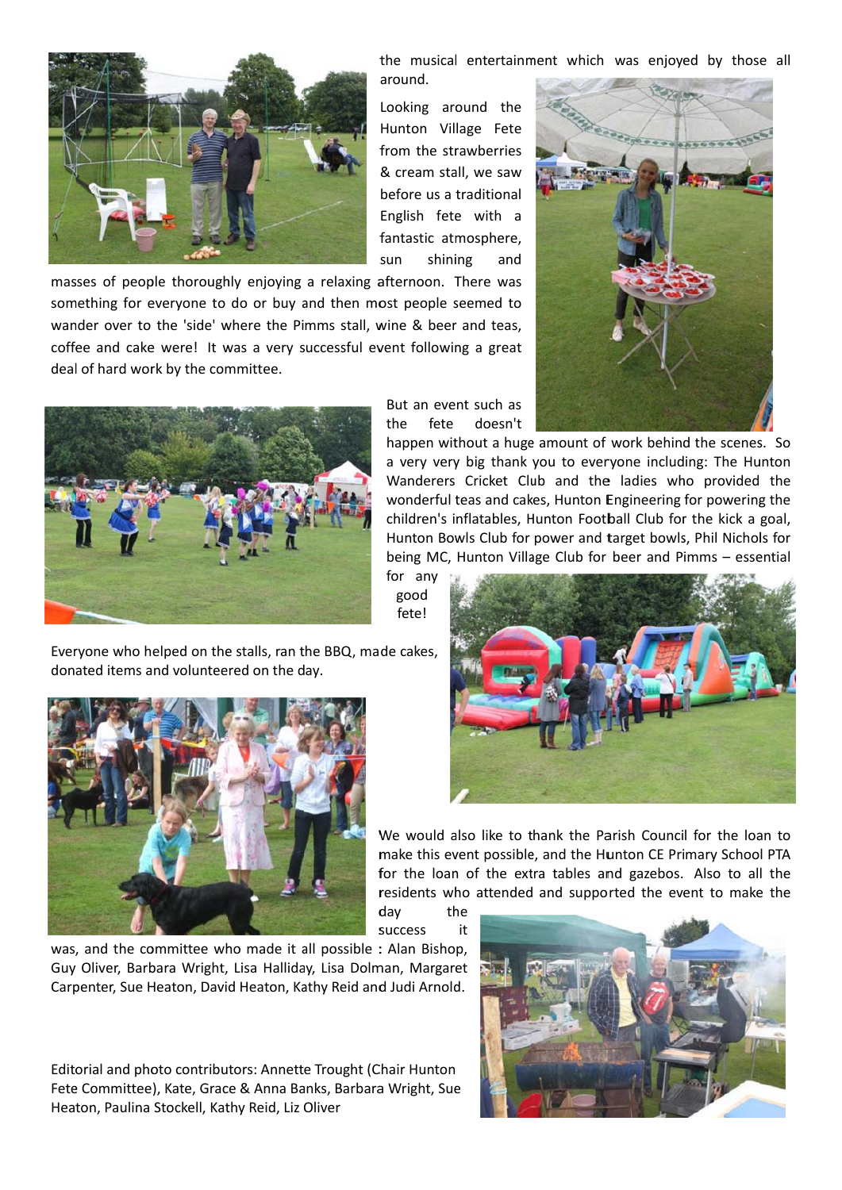the musical entertainment which was enjoyed by those all around.

Looking around the Hunton Village Fete from the strawberries & cream stall, we saw before us a traditional English fete with a fantastic atmosphere, sun shining and masses of people thoroughly enjoying a relaxing afternoon. There was something for everyone to do or buy and then most people seemed to wander over to the 'side' where the Pimms stall, wine & beer and teas, coffee and cake were! It was a very successful event following a great deal of hard work by the committee.

But an event such as the fete doesn't happen without a huge amount of work behind the scenes. So a very very big thank you to everyone including: The Hunton Wanderers Cricket Club and the ladies who provided the wonderful teas and cakes, Hunton Engineering for powering the children's inflatables, Hunton Football Club for the kick a goal, Hunton Bowls Club for power and target bowls, Phil Nichols for being MC, Hunton Village Club for beer and Pimms – essential for any good fete!

Everyone who helped on the stalls, ran the BBQ, made cakes, donated items and volunteered on the day.

We would also like to thank the Parish Council for the loan to make this event possible, and the Hunton CE Primary School PTA for the loan of the extra tables and gazebos. Also to all the residents who attended and supported the event to make the day the success it was, and the committee who made it all possible : Alan Bishop, Guy Oliver, Barbara Wright, Lisa Halliday, Lisa Dolman, Margaret Carpenter, Sue Heaton, David Heaton, Kathy Reid and Judi Arnold.

Editorial and photo contributors: Annette Trought (Chair Hunton Fete Committee), Kate, Grace & Anna Banks, Barbara Wright, Sue Heaton, Paulina Stockell, Kathy Reid, Liz Oliver